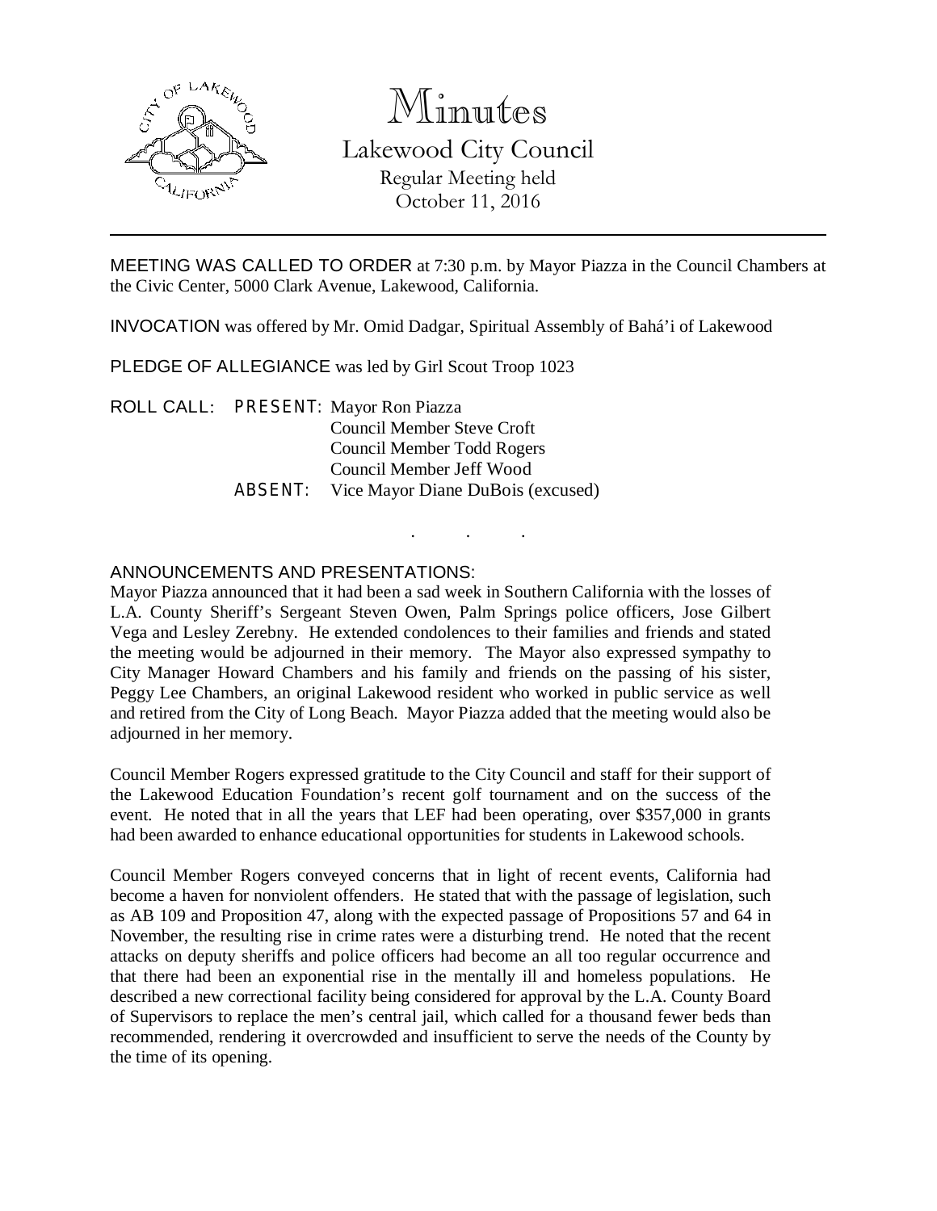# Minutes

## Lakewood City Council

Regular Meeting held
October 11, 2016

---

MEETING WAS CALLED TO ORDER at 7:30 p.m. by Mayor Piazza in the Council Chambers at the Civic Center, 5000 Clark Avenue, Lakewood, California.

INVOCATION was offered by Mr. Omid Dadgar, Spiritual Assembly of Bahá'i of Lakewood

PLEDGE OF ALLEGIANCE was led by Girl Scout Troop 1023

ROLL CALL: PRESENT: Mayor Ron Piazza
Council Member Steve Croft
Council Member Todd Rogers
Council Member Jeff Wood
ABSENT: Vice Mayor Diane DuBois (excused)

. . .

ANNOUNCEMENTS AND PRESENTATIONS:

Mayor Piazza announced that it had been a sad week in Southern California with the losses of L.A. County Sheriff's Sergeant Steven Owen, Palm Springs police officers, Jose Gilbert Vega and Lesley Zerebny. He extended condolences to their families and friends and stated the meeting would be adjourned in their memory. The Mayor also expressed sympathy to City Manager Howard Chambers and his family and friends on the passing of his sister, Peggy Lee Chambers, an original Lakewood resident who worked in public service as well and retired from the City of Long Beach. Mayor Piazza added that the meeting would also be adjourned in her memory.

Council Member Rogers expressed gratitude to the City Council and staff for their support of the Lakewood Education Foundation's recent golf tournament and on the success of the event. He noted that in all the years that LEF had been operating, over $357,000 in grants had been awarded to enhance educational opportunities for students in Lakewood schools.

Council Member Rogers conveyed concerns that in light of recent events, California had become a haven for nonviolent offenders. He stated that with the passage of legislation, such as AB 109 and Proposition 47, along with the expected passage of Propositions 57 and 64 in November, the resulting rise in crime rates were a disturbing trend. He noted that the recent attacks on deputy sheriffs and police officers had become an all too regular occurrence and that there had been an exponential rise in the mentally ill and homeless populations. He described a new correctional facility being considered for approval by the L.A. County Board of Supervisors to replace the men's central jail, which called for a thousand fewer beds than recommended, rendering it overcrowded and insufficient to serve the needs of the County by the time of its opening.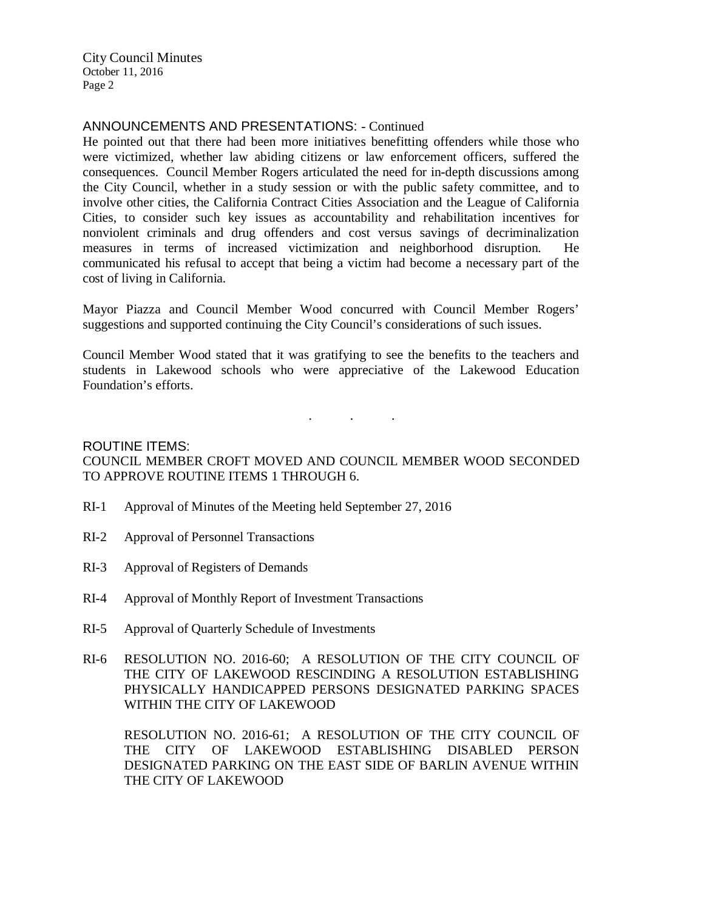ANNOUNCEMENTS AND PRESENTATIONS: - Continued

He pointed out that there had been more initiatives benefitting offenders while those who were victimized, whether law abiding citizens or law enforcement officers, suffered the consequences. Council Member Rogers articulated the need for in-depth discussions among the City Council, whether in a study session or with the public safety committee, and to involve other cities, the California Contract Cities Association and the League of California Cities, to consider such key issues as accountability and rehabilitation incentives for nonviolent criminals and drug offenders and cost versus savings of decriminalization measures in terms of increased victimization and neighborhood disruption. He communicated his refusal to accept that being a victim had become a necessary part of the cost of living in California.

Mayor Piazza and Council Member Wood concurred with Council Member Rogers' suggestions and supported continuing the City Council's considerations of such issues.

Council Member Wood stated that it was gratifying to see the benefits to the teachers and students in Lakewood schools who were appreciative of the Lakewood Education Foundation's efforts.

. . .

ROUTINE ITEMS:

COUNCIL MEMBER CROFT MOVED AND COUNCIL MEMBER WOOD SECONDED TO APPROVE ROUTINE ITEMS 1 THROUGH 6.

RI-1 Approval of Minutes of the Meeting held September 27, 2016

RI-2 Approval of Personnel Transactions

RI-3 Approval of Registers of Demands

RI-4 Approval of Monthly Report of Investment Transactions

RI-5 Approval of Quarterly Schedule of Investments

RI-6 RESOLUTION NO. 2016-60; A RESOLUTION OF THE CITY COUNCIL OF THE CITY OF LAKEWOOD RESCINDING A RESOLUTION ESTABLISHING PHYSICALLY HANDICAPPED PERSONS DESIGNATED PARKING SPACES WITHIN THE CITY OF LAKEWOOD

RESOLUTION NO. 2016-61; A RESOLUTION OF THE CITY COUNCIL OF THE CITY OF LAKEWOOD ESTABLISHING DISABLED PERSON DESIGNATED PARKING ON THE EAST SIDE OF BARLIN AVENUE WITHIN THE CITY OF LAKEWOOD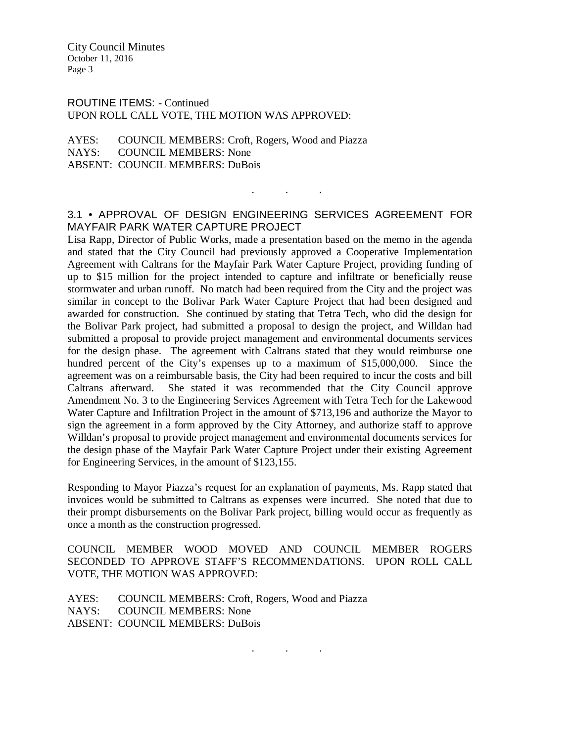ROUTINE ITEMS: - Continued
UPON ROLL CALL VOTE, THE MOTION WAS APPROVED:

AYES: COUNCIL MEMBERS: Croft, Rogers, Wood and Piazza
NAYS: COUNCIL MEMBERS: None
ABSENT: COUNCIL MEMBERS: DuBois

. . .

## 3.1 • APPROVAL OF DESIGN ENGINEERING SERVICES AGREEMENT FOR MAYFAIR PARK WATER CAPTURE PROJECT

Lisa Rapp, Director of Public Works, made a presentation based on the memo in the agenda and stated that the City Council had previously approved a Cooperative Implementation Agreement with Caltrans for the Mayfair Park Water Capture Project, providing funding of up to $15 million for the project intended to capture and infiltrate or beneficially reuse stormwater and urban runoff. No match had been required from the City and the project was similar in concept to the Bolivar Park Water Capture Project that had been designed and awarded for construction. She continued by stating that Tetra Tech, who did the design for the Bolivar Park project, had submitted a proposal to design the project, and Willdan had submitted a proposal to provide project management and environmental documents services for the design phase. The agreement with Caltrans stated that they would reimburse one hundred percent of the City's expenses up to a maximum of $15,000,000. Since the agreement was on a reimbursable basis, the City had been required to incur the costs and bill Caltrans afterward. She stated it was recommended that the City Council approve Amendment No. 3 to the Engineering Services Agreement with Tetra Tech for the Lakewood Water Capture and Infiltration Project in the amount of $713,196 and authorize the Mayor to sign the agreement in a form approved by the City Attorney, and authorize staff to approve Willdan's proposal to provide project management and environmental documents services for the design phase of the Mayfair Park Water Capture Project under their existing Agreement for Engineering Services, in the amount of $123,155.

Responding to Mayor Piazza's request for an explanation of payments, Ms. Rapp stated that invoices would be submitted to Caltrans as expenses were incurred. She noted that due to their prompt disbursements on the Bolivar Park project, billing would occur as frequently as once a month as the construction progressed.

COUNCIL MEMBER WOOD MOVED AND COUNCIL MEMBER ROGERS SECONDED TO APPROVE STAFF'S RECOMMENDATIONS. UPON ROLL CALL VOTE, THE MOTION WAS APPROVED:

AYES: COUNCIL MEMBERS: Croft, Rogers, Wood and Piazza
NAYS: COUNCIL MEMBERS: None
ABSENT: COUNCIL MEMBERS: DuBois

. . .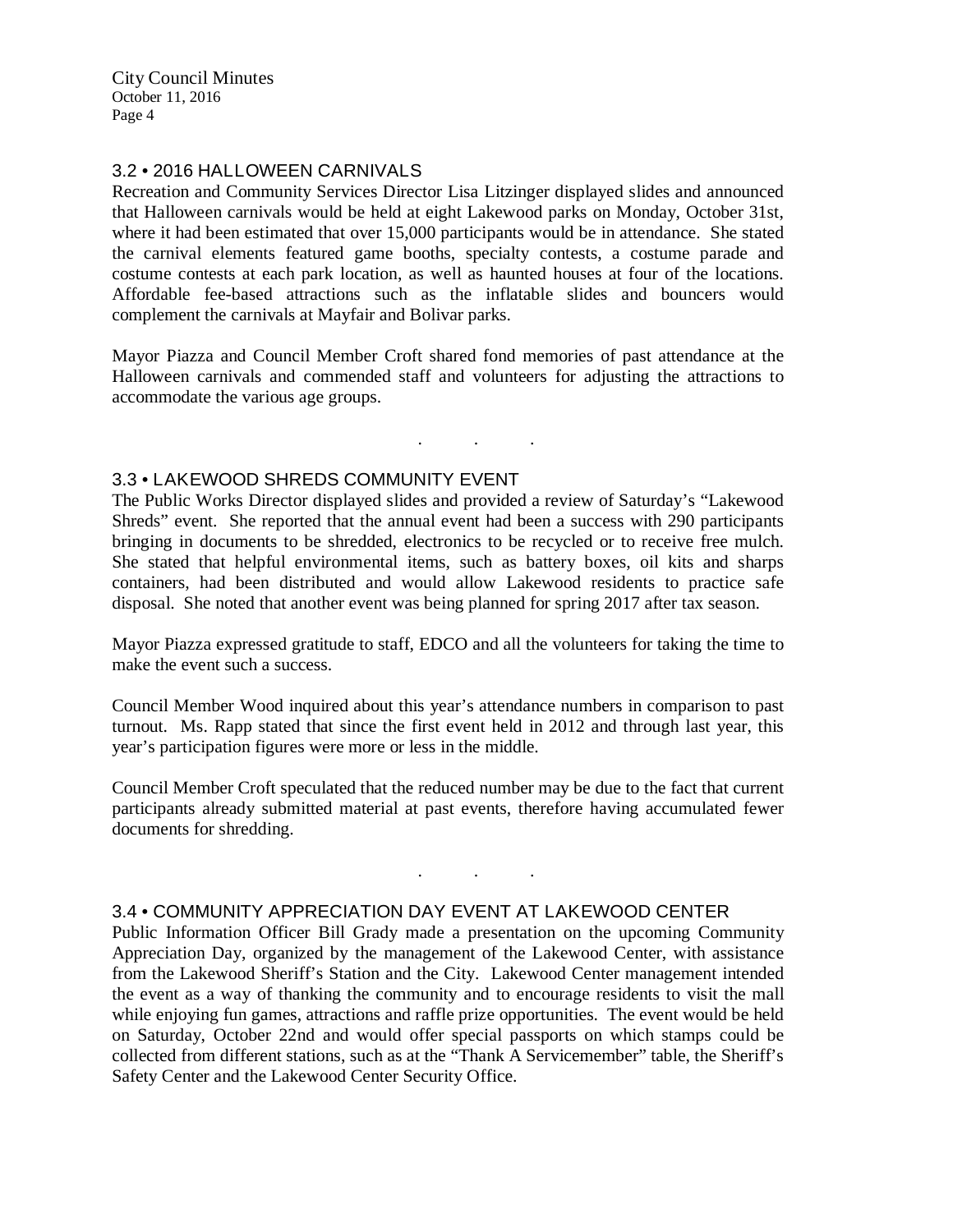### 3.2 • 2016 HALLOWEEN CARNIVALS

Recreation and Community Services Director Lisa Litzinger displayed slides and announced that Halloween carnivals would be held at eight Lakewood parks on Monday, October 31st, where it had been estimated that over 15,000 participants would be in attendance. She stated the carnival elements featured game booths, specialty contests, a costume parade and costume contests at each park location, as well as haunted houses at four of the locations. Affordable fee-based attractions such as the inflatable slides and bouncers would complement the carnivals at Mayfair and Bolivar parks.

Mayor Piazza and Council Member Croft shared fond memories of past attendance at the Halloween carnivals and commended staff and volunteers for adjusting the attractions to accommodate the various age groups.

. . .

### 3.3 • LAKEWOOD SHREDS COMMUNITY EVENT

The Public Works Director displayed slides and provided a review of Saturday's "Lakewood Shreds" event. She reported that the annual event had been a success with 290 participants bringing in documents to be shredded, electronics to be recycled or to receive free mulch. She stated that helpful environmental items, such as battery boxes, oil kits and sharps containers, had been distributed and would allow Lakewood residents to practice safe disposal. She noted that another event was being planned for spring 2017 after tax season.

Mayor Piazza expressed gratitude to staff, EDCO and all the volunteers for taking the time to make the event such a success.

Council Member Wood inquired about this year's attendance numbers in comparison to past turnout. Ms. Rapp stated that since the first event held in 2012 and through last year, this year's participation figures were more or less in the middle.

Council Member Croft speculated that the reduced number may be due to the fact that current participants already submitted material at past events, therefore having accumulated fewer documents for shredding.

. . .

### 3.4 • COMMUNITY APPRECIATION DAY EVENT AT LAKEWOOD CENTER

Public Information Officer Bill Grady made a presentation on the upcoming Community Appreciation Day, organized by the management of the Lakewood Center, with assistance from the Lakewood Sheriff's Station and the City. Lakewood Center management intended the event as a way of thanking the community and to encourage residents to visit the mall while enjoying fun games, attractions and raffle prize opportunities. The event would be held on Saturday, October 22nd and would offer special passports on which stamps could be collected from different stations, such as at the "Thank A Servicemember" table, the Sheriff's Safety Center and the Lakewood Center Security Office.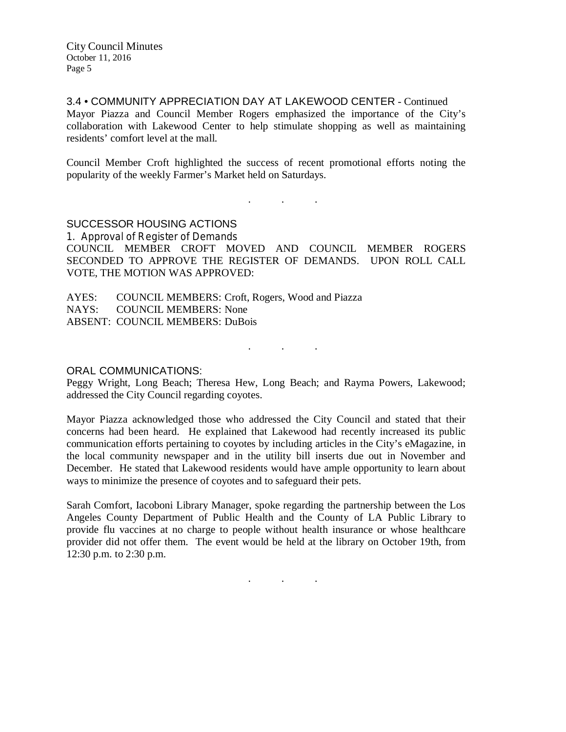## 3.4 • COMMUNITY APPRECIATION DAY AT LAKEWOOD CENTER - Continued

Mayor Piazza and Council Member Rogers emphasized the importance of the City's collaboration with Lakewood Center to help stimulate shopping as well as maintaining residents' comfort level at the mall.

Council Member Croft highlighted the success of recent promotional efforts noting the popularity of the weekly Farmer's Market held on Saturdays.

. . .

## SUCCESSOR HOUSING ACTIONS

### 1. Approval of Register of Demands

COUNCIL MEMBER CROFT MOVED AND COUNCIL MEMBER ROGERS SECONDED TO APPROVE THE REGISTER OF DEMANDS. UPON ROLL CALL VOTE, THE MOTION WAS APPROVED:

AYES: COUNCIL MEMBERS: Croft, Rogers, Wood and Piazza
NAYS: COUNCIL MEMBERS: None
ABSENT: COUNCIL MEMBERS: DuBois

. . .

## ORAL COMMUNICATIONS:

Peggy Wright, Long Beach; Theresa Hew, Long Beach; and Rayma Powers, Lakewood; addressed the City Council regarding coyotes.

Mayor Piazza acknowledged those who addressed the City Council and stated that their concerns had been heard. He explained that Lakewood had recently increased its public communication efforts pertaining to coyotes by including articles in the City's eMagazine, in the local community newspaper and in the utility bill inserts due out in November and December. He stated that Lakewood residents would have ample opportunity to learn about ways to minimize the presence of coyotes and to safeguard their pets.

Sarah Comfort, Iacoboni Library Manager, spoke regarding the partnership between the Los Angeles County Department of Public Health and the County of LA Public Library to provide flu vaccines at no charge to people without health insurance or whose healthcare provider did not offer them. The event would be held at the library on October 19th, from 12:30 p.m. to 2:30 p.m.

. . .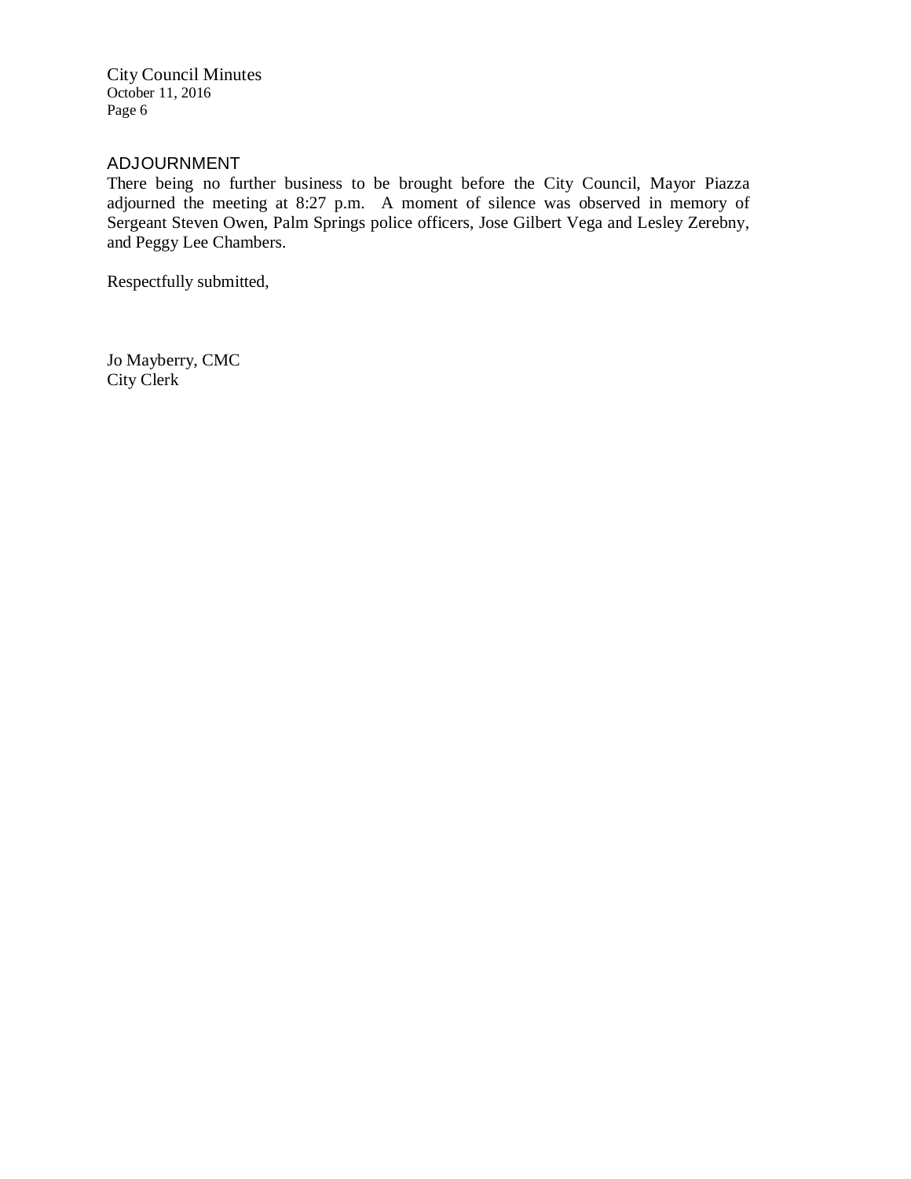## ADJOURNMENT

There being no further business to be brought before the City Council, Mayor Piazza adjourned the meeting at 8:27 p.m. A moment of silence was observed in memory of Sergeant Steven Owen, Palm Springs police officers, Jose Gilbert Vega and Lesley Zerebny, and Peggy Lee Chambers.

Respectfully submitted,

Jo Mayberry, CMC
City Clerk